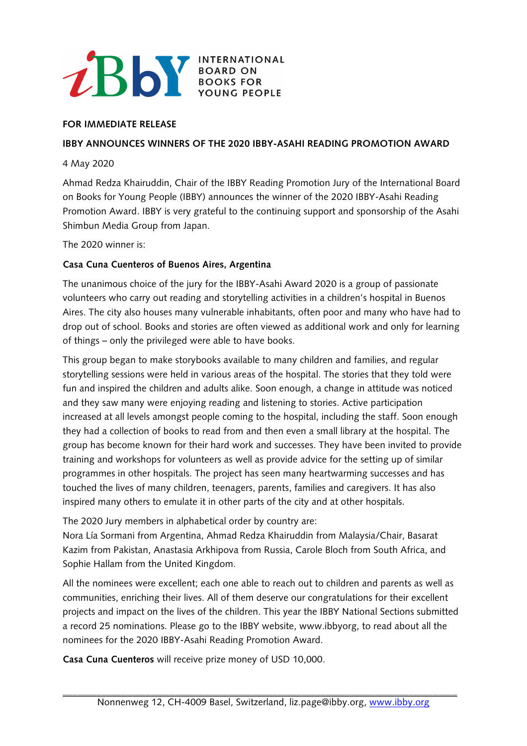iBbY INTERNATIONAL BOARD ON BOOKS FOR YOUNG PEOPLE

**FOR IMMEDIATE RELEASE**

**IBBY ANNOUNCES WINNERS OF THE 2020 IBBY-ASAHI READING PROMOTION AWARD**

4 May 2020

Ahmad Redza Khairuddin, Chair of the IBBY Reading Promotion Jury of the International Board on Books for Young People (IBBY) announces the winner of the 2020 IBBY-Asahi Reading Promotion Award. IBBY is very grateful to the continuing support and sponsorship of the Asahi Shimbun Media Group from Japan.

The 2020 winner is:

**Casa Cuna Cuenteros of Buenos Aires, Argentina**

The unanimous choice of the jury for the IBBY-Asahi Award 2020 is a group of passionate volunteers who carry out reading and storytelling activities in a children's hospital in Buenos Aires. The city also houses many vulnerable inhabitants, often poor and many who have had to drop out of school. Books and stories are often viewed as additional work and only for learning of things – only the privileged were able to have books.

This group began to make storybooks available to many children and families, and regular storytelling sessions were held in various areas of the hospital. The stories that they told were fun and inspired the children and adults alike. Soon enough, a change in attitude was noticed and they saw many were enjoying reading and listening to stories. Active participation increased at all levels amongst people coming to the hospital, including the staff. Soon enough they had a collection of books to read from and then even a small library at the hospital. The group has become known for their hard work and successes. They have been invited to provide training and workshops for volunteers as well as provide advice for the setting up of similar programmes in other hospitals. The project has seen many heartwarming successes and has touched the lives of many children, teenagers, parents, families and caregivers. It has also inspired many others to emulate it in other parts of the city and at other hospitals.

The 2020 Jury members in alphabetical order by country are:
Nora Lía Sormani from Argentina, Ahmad Redza Khairuddin from Malaysia/Chair, Basarat Kazim from Pakistan, Anastasia Arkhipova from Russia, Carole Bloch from South Africa, and Sophie Hallam from the United Kingdom.

All the nominees were excellent; each one able to reach out to children and parents as well as communities, enriching their lives. All of them deserve our congratulations for their excellent projects and impact on the lives of the children. This year the IBBY National Sections submitted a record 25 nominations. Please go to the IBBY website, www.ibbyorg, to read about all the nominees for the 2020 IBBY-Asahi Reading Promotion Award.

**Casa Cuna Cuenteros** will receive prize money of USD 10,000.

Nonnenweg 12, CH-4009 Basel, Switzerland, liz.page@ibby.org, www.ibby.org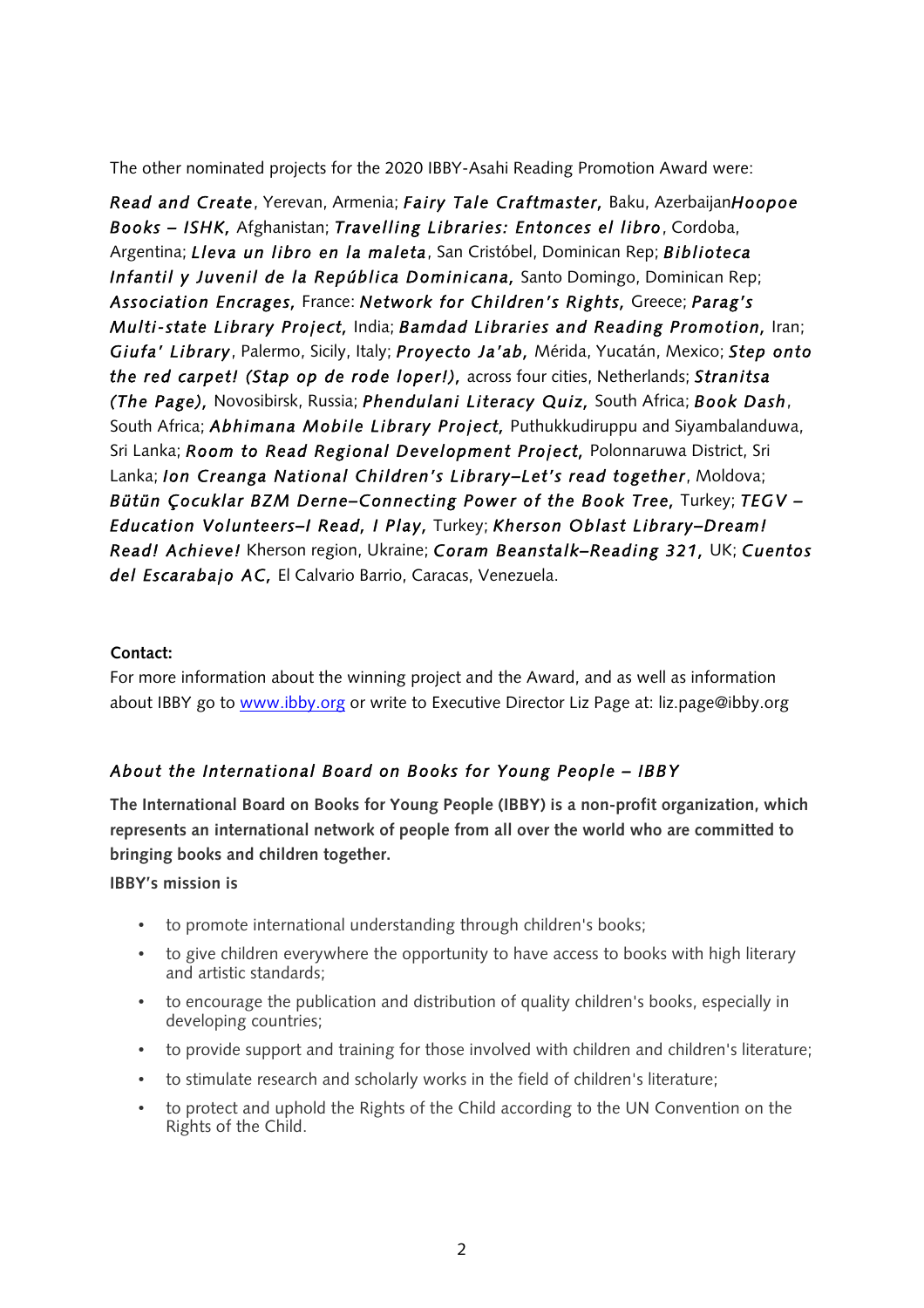The other nominated projects for the 2020 IBBY-Asahi Reading Promotion Award were:

***Read and Create***, Yerevan, Armenia; ***Fairy Tale Craftmaster,*** Baku, Azerbaijan***Hoopoe Books – ISHK,*** Afghanistan; ***Travelling Libraries: Entonces el libro***, Cordoba, Argentina; ***Lleva un libro en la maleta***, San Cristóbel, Dominican Rep; ***Biblioteca Infantil y Juvenil de la República Dominicana,*** Santo Domingo, Dominican Rep; ***Association Encrages,*** France: ***Network for Children's Rights,*** Greece; ***Parag's Multi-state Library Project,*** India; ***Bamdad Libraries and Reading Promotion,*** Iran; ***Giufa' Library***, Palermo, Sicily, Italy; ***Proyecto Ja'ab,*** Mérida, Yucatán, Mexico; ***Step onto the red carpet! (Stap op de rode loper!),*** across four cities, Netherlands; ***Stranitsa (The Page),*** Novosibirsk, Russia; ***Phendulani Literacy Quiz,*** South Africa; ***Book Dash***, South Africa; ***Abhimana Mobile Library Project,*** Puthukkudiruppu and Siyambalanduwa, Sri Lanka; ***Room to Read Regional Development Project***, Polonnaruwa District, Sri Lanka; ***Ion Creanga National Children's Library–Let's read together***, Moldova; ***Bütün Çocuklar BZM Derne–Connecting Power of the Book Tree,*** Turkey; ***TEGV – Education Volunteers–I Read, I Play,*** Turkey; ***Kherson Oblast Library–Dream! Read! Achieve!*** Kherson region, Ukraine; ***Coram Beanstalk–Reading 321,*** UK; ***Cuentos del Escarabajo AC,*** El Calvario Barrio, Caracas, Venezuela.

**Contact:**
For more information about the winning project and the Award, and as well as information about IBBY go to [www.ibby.org](http://www.ibby.org) or write to Executive Director Liz Page at: liz.page@ibby.org

### *About the International Board on Books for Young People – IBBY*

**The International Board on Books for Young People (IBBY) is a non-profit organization, which represents an international network of people from all over the world who are committed to bringing books and children together.**

**IBBY's mission is**

- to promote international understanding through children's books;
- to give children everywhere the opportunity to have access to books with high literary and artistic standards;
- to encourage the publication and distribution of quality children's books, especially in developing countries;
- to provide support and training for those involved with children and children's literature;
- to stimulate research and scholarly works in the field of children's literature;
- to protect and uphold the Rights of the Child according to the UN Convention on the Rights of the Child.